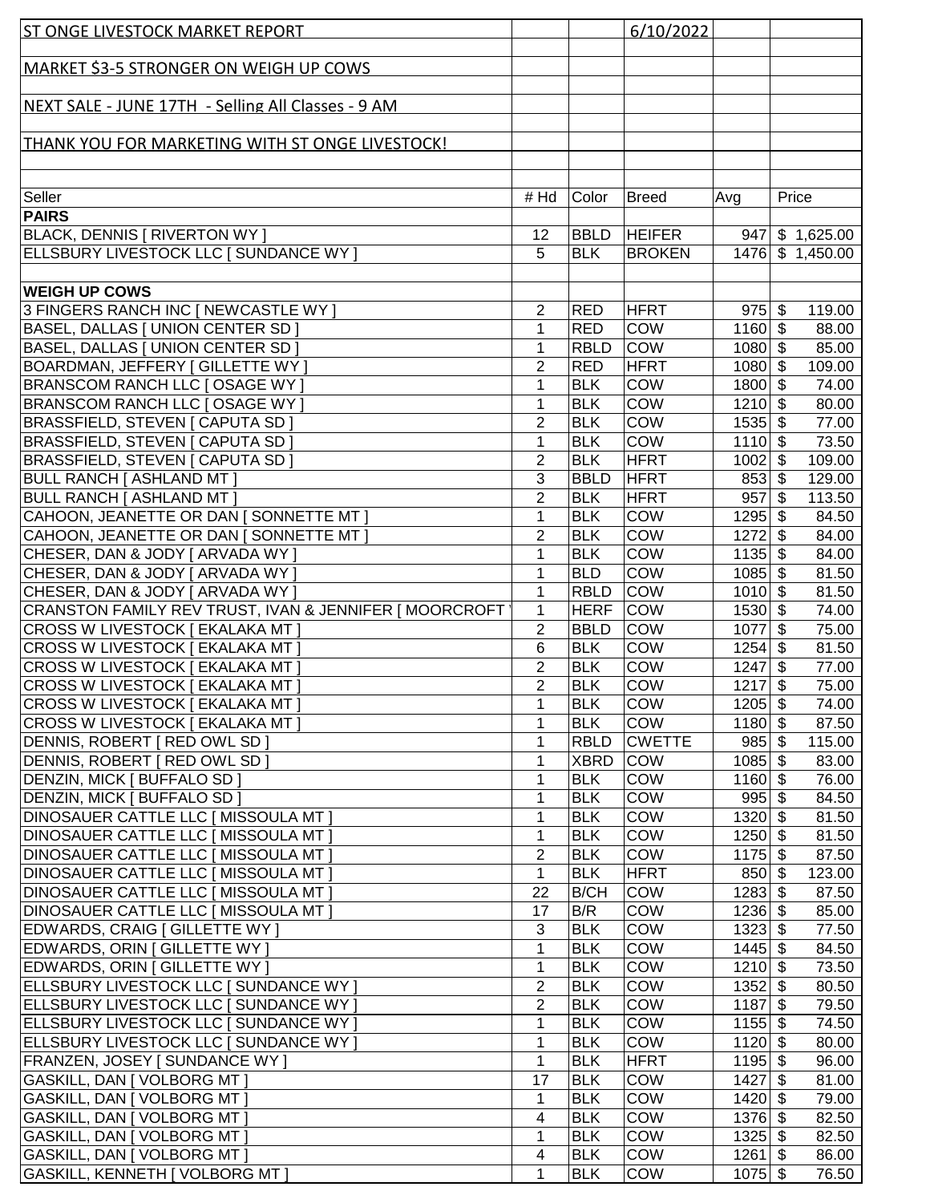ST ONGE LIVESTOCK MARKET REPORT 6/10/2022

MARKET $3-5 STRONGER ON WEIGH UP COWS

NEXT SALE - JUNE 17TH - Selling All Classes - 9 AM

THANK YOU FOR MARKETING WITH ST ONGE LIVESTOCK!

| Seller | # Hd | Color | Breed | Avg | Price |
|---|---|---|---|---|---|
| **PAIRS** | | | | | |
| BLACK, DENNIS [ RIVERTON WY ] | 12 | BBLD | HEIFER | 947 | $ 1,625.00 |
| ELLSBURY LIVESTOCK LLC [ SUNDANCE WY ] | 5 | BLK | BROKEN | 1476 | $ 1,450.00 |
| | | | | | |
| **WEIGH UP COWS** | | | | | |
| 3 FINGERS RANCH INC [ NEWCASTLE WY ] | 2 | RED | HFRT | 975 | $ 119.00 |
| BASEL, DALLAS [ UNION CENTER SD ] | 1 | RED | COW | 1160 | $ 88.00 |
| BASEL, DALLAS [ UNION CENTER SD ] | 1 | RBLD | COW | 1080 | $ 85.00 |
| BOARDMAN, JEFFERY [ GILLETTE WY ] | 2 | RED | HFRT | 1080 | $ 109.00 |
| BRANSCOM RANCH LLC [ OSAGE WY ] | 1 | BLK | COW | 1800 | $ 74.00 |
| BRANSCOM RANCH LLC [ OSAGE WY ] | 1 | BLK | COW | 1210 | $ 80.00 |
| BRASSFIELD, STEVEN [ CAPUTA SD ] | 2 | BLK | COW | 1535 | $ 77.00 |
| BRASSFIELD, STEVEN [ CAPUTA SD ] | 1 | BLK | COW | 1110 | $ 73.50 |
| BRASSFIELD, STEVEN [ CAPUTA SD ] | 2 | BLK | HFRT | 1002 | $ 109.00 |
| BULL RANCH [ ASHLAND MT ] | 3 | BBLD | HFRT | 853 | $ 129.00 |
| BULL RANCH [ ASHLAND MT ] | 2 | BLK | HFRT | 957 | $ 113.50 |
| CAHOON, JEANETTE OR DAN [ SONNETTE MT ] | 1 | BLK | COW | 1295 | $ 84.50 |
| CAHOON, JEANETTE OR DAN [ SONNETTE MT ] | 2 | BLK | COW | 1272 | $ 84.00 |
| CHESER, DAN & JODY [ ARVADA WY ] | 1 | BLK | COW | 1135 | $ 84.00 |
| CHESER, DAN & JODY [ ARVADA WY ] | 1 | BLD | COW | 1085 | $ 81.50 |
| CHESER, DAN & JODY [ ARVADA WY ] | 1 | RBLD | COW | 1010 | $ 81.50 |
| CRANSTON FAMILY REV TRUST, IVAN & JENNIFER [ MOORCROFT | 1 | HERF | COW | 1530 | $ 74.00 |
| CROSS W LIVESTOCK [ EKALAKA MT ] | 2 | BBLD | COW | 1077 | $ 75.00 |
| CROSS W LIVESTOCK [ EKALAKA MT ] | 6 | BLK | COW | 1254 | $ 81.50 |
| CROSS W LIVESTOCK [ EKALAKA MT ] | 2 | BLK | COW | 1247 | $ 77.00 |
| CROSS W LIVESTOCK [ EKALAKA MT ] | 2 | BLK | COW | 1217 | $ 75.00 |
| CROSS W LIVESTOCK [ EKALAKA MT ] | 1 | BLK | COW | 1205 | $ 74.00 |
| CROSS W LIVESTOCK [ EKALAKA MT ] | 1 | BLK | COW | 1180 | $ 87.50 |
| DENNIS, ROBERT [ RED OWL SD ] | 1 | RBLD | CWETTE | 985 | $ 115.00 |
| DENNIS, ROBERT [ RED OWL SD ] | 1 | XBRD | COW | 1085 | $ 83.00 |
| DENZIN, MICK [ BUFFALO SD ] | 1 | BLK | COW | 1160 | $ 76.00 |
| DENZIN, MICK [ BUFFALO SD ] | 1 | BLK | COW | 995 | $ 84.50 |
| DINOSAUER CATTLE LLC [ MISSOULA MT ] | 1 | BLK | COW | 1320 | $ 81.50 |
| DINOSAUER CATTLE LLC [ MISSOULA MT ] | 1 | BLK | COW | 1250 | $ 81.50 |
| DINOSAUER CATTLE LLC [ MISSOULA MT ] | 2 | BLK | COW | 1175 | $ 87.50 |
| DINOSAUER CATTLE LLC [ MISSOULA MT ] | 1 | BLK | HFRT | 850 | $ 123.00 |
| DINOSAUER CATTLE LLC [ MISSOULA MT ] | 22 | B/CH | COW | 1283 | $ 87.50 |
| DINOSAUER CATTLE LLC [ MISSOULA MT ] | 17 | B/R | COW | 1236 | $ 85.00 |
| EDWARDS, CRAIG [ GILLETTE WY ] | 3 | BLK | COW | 1323 | $ 77.50 |
| EDWARDS, ORIN [ GILLETTE WY ] | 1 | BLK | COW | 1445 | $ 84.50 |
| EDWARDS, ORIN [ GILLETTE WY ] | 1 | BLK | COW | 1210 | $ 73.50 |
| ELLSBURY LIVESTOCK LLC [ SUNDANCE WY ] | 2 | BLK | COW | 1352 | $ 80.50 |
| ELLSBURY LIVESTOCK LLC [ SUNDANCE WY ] | 2 | BLK | COW | 1187 | $ 79.50 |
| ELLSBURY LIVESTOCK LLC [ SUNDANCE WY ] | 1 | BLK | COW | 1155 | $ 74.50 |
| ELLSBURY LIVESTOCK LLC [ SUNDANCE WY ] | 1 | BLK | COW | 1120 | $ 80.00 |
| FRANZEN, JOSEY [ SUNDANCE WY ] | 1 | BLK | HFRT | 1195 | $ 96.00 |
| GASKILL, DAN [ VOLBORG MT ] | 17 | BLK | COW | 1427 | $ 81.00 |
| GASKILL, DAN [ VOLBORG MT ] | 1 | BLK | COW | 1420 | $ 79.00 |
| GASKILL, DAN [ VOLBORG MT ] | 4 | BLK | COW | 1376 | $ 82.50 |
| GASKILL, DAN [ VOLBORG MT ] | 1 | BLK | COW | 1325 | $ 82.50 |
| GASKILL, DAN [ VOLBORG MT ] | 4 | BLK | COW | 1261 | $ 86.00 |
| GASKILL, KENNETH [ VOLBORG MT ] | 1 | BLK | COW | 1075 | $ 76.50 |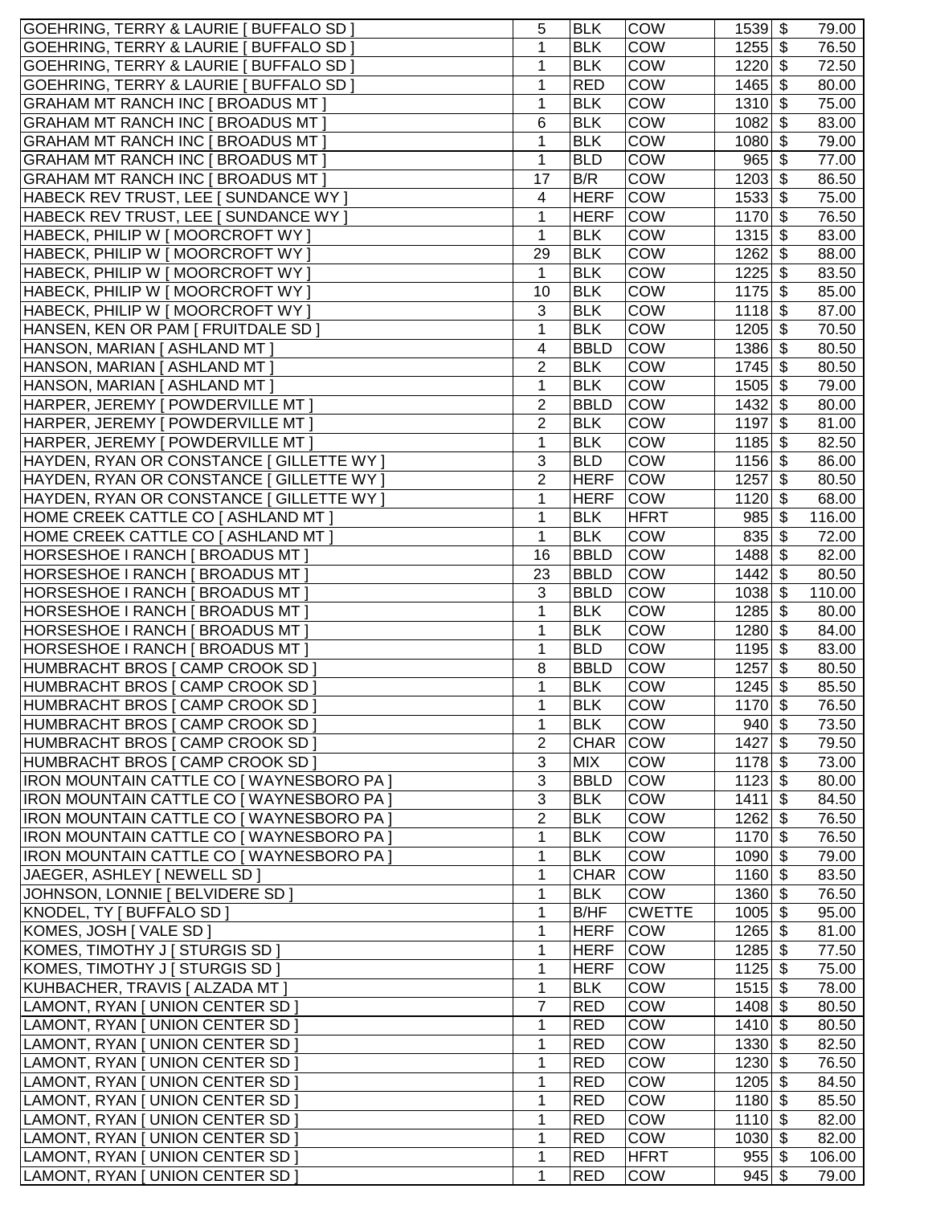| | | | | | |
|---|---|---|---|---|---|
| GOEHRING, TERRY & LAURIE [ BUFFALO SD ] | 5 | BLK | COW | 1539 | $ 79.00 |
| GOEHRING, TERRY & LAURIE [ BUFFALO SD ] | 1 | BLK | COW | 1255 | $ 76.50 |
| GOEHRING, TERRY & LAURIE [ BUFFALO SD ] | 1 | BLK | COW | 1220 | $ 72.50 |
| GOEHRING, TERRY & LAURIE [ BUFFALO SD ] | 1 | RED | COW | 1465 | $ 80.00 |
| GRAHAM MT RANCH INC [ BROADUS MT ] | 1 | BLK | COW | 1310 | $ 75.00 |
| GRAHAM MT RANCH INC [ BROADUS MT ] | 6 | BLK | COW | 1082 | $ 83.00 |
| GRAHAM MT RANCH INC [ BROADUS MT ] | 1 | BLK | COW | 1080 | $ 79.00 |
| GRAHAM MT RANCH INC [ BROADUS MT ] | 1 | BLD | COW | 965 | $ 77.00 |
| GRAHAM MT RANCH INC [ BROADUS MT ] | 17 | B/R | COW | 1203 | $ 86.50 |
| HABECK REV TRUST, LEE [ SUNDANCE WY ] | 4 | HERF | COW | 1533 | $ 75.00 |
| HABECK REV TRUST, LEE [ SUNDANCE WY ] | 1 | HERF | COW | 1170 | $ 76.50 |
| HABECK, PHILIP W [ MOORCROFT WY ] | 1 | BLK | COW | 1315 | $ 83.00 |
| HABECK, PHILIP W [ MOORCROFT WY ] | 29 | BLK | COW | 1262 | $ 88.00 |
| HABECK, PHILIP W [ MOORCROFT WY ] | 1 | BLK | COW | 1225 | $ 83.50 |
| HABECK, PHILIP W [ MOORCROFT WY ] | 10 | BLK | COW | 1175 | $ 85.00 |
| HABECK, PHILIP W [ MOORCROFT WY ] | 3 | BLK | COW | 1118 | $ 87.00 |
| HANSEN, KEN OR PAM [ FRUITDALE SD ] | 1 | BLK | COW | 1205 | $ 70.50 |
| HANSON, MARIAN [ ASHLAND MT ] | 4 | BBLD | COW | 1386 | $ 80.50 |
| HANSON, MARIAN [ ASHLAND MT ] | 2 | BLK | COW | 1745 | $ 80.50 |
| HANSON, MARIAN [ ASHLAND MT ] | 1 | BLK | COW | 1505 | $ 79.00 |
| HARPER, JEREMY [ POWDERVILLE MT ] | 2 | BBLD | COW | 1432 | $ 80.00 |
| HARPER, JEREMY [ POWDERVILLE MT ] | 2 | BLK | COW | 1197 | $ 81.00 |
| HARPER, JEREMY [ POWDERVILLE MT ] | 1 | BLK | COW | 1185 | $ 82.50 |
| HAYDEN, RYAN OR CONSTANCE [ GILLETTE WY ] | 3 | BLD | COW | 1156 | $ 86.00 |
| HAYDEN, RYAN OR CONSTANCE [ GILLETTE WY ] | 2 | HERF | COW | 1257 | $ 80.50 |
| HAYDEN, RYAN OR CONSTANCE [ GILLETTE WY ] | 1 | HERF | COW | 1120 | $ 68.00 |
| HOME CREEK CATTLE CO [ ASHLAND MT ] | 1 | BLK | HFRT | 985 | $ 116.00 |
| HOME CREEK CATTLE CO [ ASHLAND MT ] | 1 | BLK | COW | 835 | $ 72.00 |
| HORSESHOE I RANCH [ BROADUS MT ] | 16 | BBLD | COW | 1488 | $ 82.00 |
| HORSESHOE I RANCH [ BROADUS MT ] | 23 | BBLD | COW | 1442 | $ 80.50 |
| HORSESHOE I RANCH [ BROADUS MT ] | 3 | BBLD | COW | 1038 | $ 110.00 |
| HORSESHOE I RANCH [ BROADUS MT ] | 1 | BLK | COW | 1285 | $ 80.00 |
| HORSESHOE I RANCH [ BROADUS MT ] | 1 | BLK | COW | 1280 | $ 84.00 |
| HORSESHOE I RANCH [ BROADUS MT ] | 1 | BLD | COW | 1195 | $ 83.00 |
| HUMBRACHT BROS [ CAMP CROOK SD ] | 8 | BBLD | COW | 1257 | $ 80.50 |
| HUMBRACHT BROS [ CAMP CROOK SD ] | 1 | BLK | COW | 1245 | $ 85.50 |
| HUMBRACHT BROS [ CAMP CROOK SD ] | 1 | BLK | COW | 1170 | $ 76.50 |
| HUMBRACHT BROS [ CAMP CROOK SD ] | 1 | BLK | COW | 940 | $ 73.50 |
| HUMBRACHT BROS [ CAMP CROOK SD ] | 2 | CHAR | COW | 1427 | $ 79.50 |
| HUMBRACHT BROS [ CAMP CROOK SD ] | 3 | MIX | COW | 1178 | $ 73.00 |
| IRON MOUNTAIN CATTLE CO [ WAYNESBORO PA ] | 3 | BBLD | COW | 1123 | $ 80.00 |
| IRON MOUNTAIN CATTLE CO [ WAYNESBORO PA ] | 3 | BLK | COW | 1411 | $ 84.50 |
| IRON MOUNTAIN CATTLE CO [ WAYNESBORO PA ] | 2 | BLK | COW | 1262 | $ 76.50 |
| IRON MOUNTAIN CATTLE CO [ WAYNESBORO PA ] | 1 | BLK | COW | 1170 | $ 76.50 |
| IRON MOUNTAIN CATTLE CO [ WAYNESBORO PA ] | 1 | BLK | COW | 1090 | $ 79.00 |
| JAEGER, ASHLEY [ NEWELL SD ] | 1 | CHAR | COW | 1160 | $ 83.50 |
| JOHNSON, LONNIE [ BELVIDERE SD ] | 1 | BLK | COW | 1360 | $ 76.50 |
| KNODEL, TY [ BUFFALO SD ] | 1 | B/HF | CWETTE | 1005 | $ 95.00 |
| KOMES, JOSH [ VALE SD ] | 1 | HERF | COW | 1265 | $ 81.00 |
| KOMES, TIMOTHY J [ STURGIS SD ] | 1 | HERF | COW | 1285 | $ 77.50 |
| KOMES, TIMOTHY J [ STURGIS SD ] | 1 | HERF | COW | 1125 | $ 75.00 |
| KUHBACHER, TRAVIS [ ALZADA MT ] | 1 | BLK | COW | 1515 | $ 78.00 |
| LAMONT, RYAN [ UNION CENTER SD ] | 7 | RED | COW | 1408 | $ 80.50 |
| LAMONT, RYAN [ UNION CENTER SD ] | 1 | RED | COW | 1410 | $ 80.50 |
| LAMONT, RYAN [ UNION CENTER SD ] | 1 | RED | COW | 1330 | $ 82.50 |
| LAMONT, RYAN [ UNION CENTER SD ] | 1 | RED | COW | 1230 | $ 76.50 |
| LAMONT, RYAN [ UNION CENTER SD ] | 1 | RED | COW | 1205 | $ 84.50 |
| LAMONT, RYAN [ UNION CENTER SD ] | 1 | RED | COW | 1180 | $ 85.50 |
| LAMONT, RYAN [ UNION CENTER SD ] | 1 | RED | COW | 1110 | $ 82.00 |
| LAMONT, RYAN [ UNION CENTER SD ] | 1 | RED | COW | 1030 | $ 82.00 |
| LAMONT, RYAN [ UNION CENTER SD ] | 1 | RED | HFRT | 955 | $ 106.00 |
| LAMONT, RYAN [ UNION CENTER SD ] | 1 | RED | COW | 945 | $ 79.00 |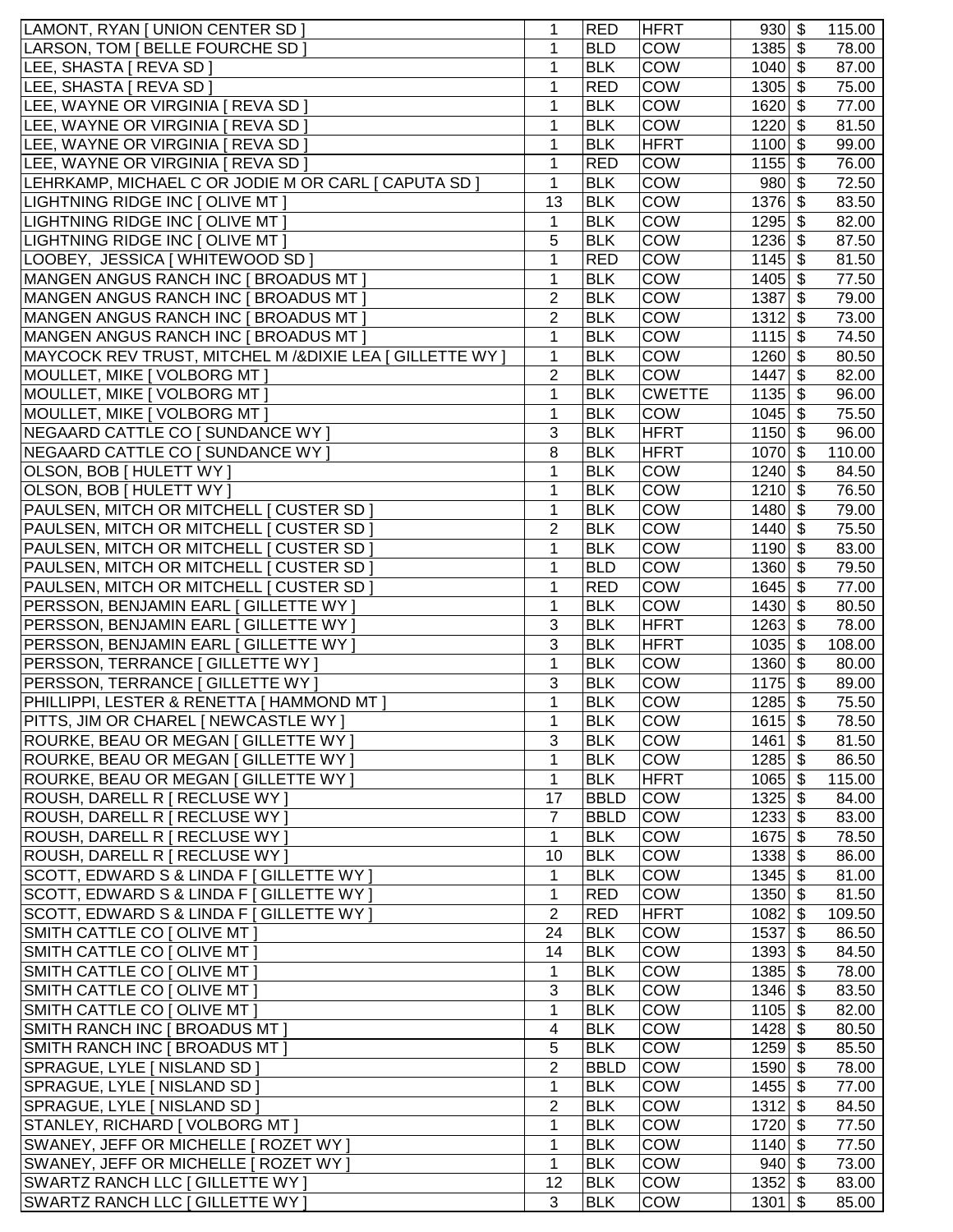| | | | | | |
|---|---|---|---|---|---|
| LAMONT, RYAN [ UNION CENTER SD ] | 1 | RED | HFRT | 930 | $ 115.00 |
| LARSON, TOM [ BELLE FOURCHE SD ] | 1 | BLD | COW | 1385 | $ 78.00 |
| LEE, SHASTA [ REVA SD ] | 1 | BLK | COW | 1040 | $ 87.00 |
| LEE, SHASTA [ REVA SD ] | 1 | RED | COW | 1305 | $ 75.00 |
| LEE, WAYNE OR VIRGINIA [ REVA SD ] | 1 | BLK | COW | 1620 | $ 77.00 |
| LEE, WAYNE OR VIRGINIA [ REVA SD ] | 1 | BLK | COW | 1220 | $ 81.50 |
| LEE, WAYNE OR VIRGINIA [ REVA SD ] | 1 | BLK | HFRT | 1100 | $ 99.00 |
| LEE, WAYNE OR VIRGINIA [ REVA SD ] | 1 | RED | COW | 1155 | $ 76.00 |
| LEHRKAMP, MICHAEL C OR JODIE M OR CARL [ CAPUTA SD ] | 1 | BLK | COW | 980 | $ 72.50 |
| LIGHTNING RIDGE INC [ OLIVE MT ] | 13 | BLK | COW | 1376 | $ 83.50 |
| LIGHTNING RIDGE INC [ OLIVE MT ] | 1 | BLK | COW | 1295 | $ 82.00 |
| LIGHTNING RIDGE INC [ OLIVE MT ] | 5 | BLK | COW | 1236 | $ 87.50 |
| LOOBEY, JESSICA [ WHITEWOOD SD ] | 1 | RED | COW | 1145 | $ 81.50 |
| MANGEN ANGUS RANCH INC [ BROADUS MT ] | 1 | BLK | COW | 1405 | $ 77.50 |
| MANGEN ANGUS RANCH INC [ BROADUS MT ] | 2 | BLK | COW | 1387 | $ 79.00 |
| MANGEN ANGUS RANCH INC [ BROADUS MT ] | 2 | BLK | COW | 1312 | $ 73.00 |
| MANGEN ANGUS RANCH INC [ BROADUS MT ] | 1 | BLK | COW | 1115 | $ 74.50 |
| MAYCOCK REV TRUST, MITCHEL M /&DIXIE LEA [ GILLETTE WY ] | 1 | BLK | COW | 1260 | $ 80.50 |
| MOULLET, MIKE [ VOLBORG MT ] | 2 | BLK | COW | 1447 | $ 82.00 |
| MOULLET, MIKE [ VOLBORG MT ] | 1 | BLK | CWETTE | 1135 | $ 96.00 |
| MOULLET, MIKE [ VOLBORG MT ] | 1 | BLK | COW | 1045 | $ 75.50 |
| NEGAARD CATTLE CO [ SUNDANCE WY ] | 3 | BLK | HFRT | 1150 | $ 96.00 |
| NEGAARD CATTLE CO [ SUNDANCE WY ] | 8 | BLK | HFRT | 1070 | $ 110.00 |
| OLSON, BOB [ HULETT WY ] | 1 | BLK | COW | 1240 | $ 84.50 |
| OLSON, BOB [ HULETT WY ] | 1 | BLK | COW | 1210 | $ 76.50 |
| PAULSEN, MITCH OR MITCHELL [ CUSTER SD ] | 1 | BLK | COW | 1480 | $ 79.00 |
| PAULSEN, MITCH OR MITCHELL [ CUSTER SD ] | 2 | BLK | COW | 1440 | $ 75.50 |
| PAULSEN, MITCH OR MITCHELL [ CUSTER SD ] | 1 | BLK | COW | 1190 | $ 83.00 |
| PAULSEN, MITCH OR MITCHELL [ CUSTER SD ] | 1 | BLD | COW | 1360 | $ 79.50 |
| PAULSEN, MITCH OR MITCHELL [ CUSTER SD ] | 1 | RED | COW | 1645 | $ 77.00 |
| PERSSON, BENJAMIN EARL [ GILLETTE WY ] | 1 | BLK | COW | 1430 | $ 80.50 |
| PERSSON, BENJAMIN EARL [ GILLETTE WY ] | 3 | BLK | HFRT | 1263 | $ 78.00 |
| PERSSON, BENJAMIN EARL [ GILLETTE WY ] | 3 | BLK | HFRT | 1035 | $ 108.00 |
| PERSSON, TERRANCE [ GILLETTE WY ] | 1 | BLK | COW | 1360 | $ 80.00 |
| PERSSON, TERRANCE [ GILLETTE WY ] | 3 | BLK | COW | 1175 | $ 89.00 |
| PHILLIPPI, LESTER & RENETTA [ HAMMOND MT ] | 1 | BLK | COW | 1285 | $ 75.50 |
| PITTS, JIM OR CHAREL [ NEWCASTLE WY ] | 1 | BLK | COW | 1615 | $ 78.50 |
| ROURKE, BEAU OR MEGAN [ GILLETTE WY ] | 3 | BLK | COW | 1461 | $ 81.50 |
| ROURKE, BEAU OR MEGAN [ GILLETTE WY ] | 1 | BLK | COW | 1285 | $ 86.50 |
| ROURKE, BEAU OR MEGAN [ GILLETTE WY ] | 1 | BLK | HFRT | 1065 | $ 115.00 |
| ROUSH, DARELL R [ RECLUSE WY ] | 17 | BBLD | COW | 1325 | $ 84.00 |
| ROUSH, DARELL R [ RECLUSE WY ] | 7 | BBLD | COW | 1233 | $ 83.00 |
| ROUSH, DARELL R [ RECLUSE WY ] | 1 | BLK | COW | 1675 | $ 78.50 |
| ROUSH, DARELL R [ RECLUSE WY ] | 10 | BLK | COW | 1338 | $ 86.00 |
| SCOTT, EDWARD S & LINDA F [ GILLETTE WY ] | 1 | BLK | COW | 1345 | $ 81.00 |
| SCOTT, EDWARD S & LINDA F [ GILLETTE WY ] | 1 | RED | COW | 1350 | $ 81.50 |
| SCOTT, EDWARD S & LINDA F [ GILLETTE WY ] | 2 | RED | HFRT | 1082 | $ 109.50 |
| SMITH CATTLE CO [ OLIVE MT ] | 24 | BLK | COW | 1537 | $ 86.50 |
| SMITH CATTLE CO [ OLIVE MT ] | 14 | BLK | COW | 1393 | $ 84.50 |
| SMITH CATTLE CO [ OLIVE MT ] | 1 | BLK | COW | 1385 | $ 78.00 |
| SMITH CATTLE CO [ OLIVE MT ] | 3 | BLK | COW | 1346 | $ 83.50 |
| SMITH CATTLE CO [ OLIVE MT ] | 1 | BLK | COW | 1105 | $ 82.00 |
| SMITH RANCH INC [ BROADUS MT ] | 4 | BLK | COW | 1428 | $ 80.50 |
| SMITH RANCH INC [ BROADUS MT ] | 5 | BLK | COW | 1259 | $ 85.50 |
| SPRAGUE, LYLE [ NISLAND SD ] | 2 | BBLD | COW | 1590 | $ 78.00 |
| SPRAGUE, LYLE [ NISLAND SD ] | 1 | BLK | COW | 1455 | $ 77.00 |
| SPRAGUE, LYLE [ NISLAND SD ] | 2 | BLK | COW | 1312 | $ 84.50 |
| STANLEY, RICHARD [ VOLBORG MT ] | 1 | BLK | COW | 1720 | $ 77.50 |
| SWANEY, JEFF OR MICHELLE [ ROZET WY ] | 1 | BLK | COW | 1140 | $ 77.50 |
| SWANEY, JEFF OR MICHELLE [ ROZET WY ] | 1 | BLK | COW | 940 | $ 73.00 |
| SWARTZ RANCH LLC [ GILLETTE WY ] | 12 | BLK | COW | 1352 | $ 83.00 |
| SWARTZ RANCH LLC [ GILLETTE WY ] | 3 | BLK | COW | 1301 | $ 85.00 |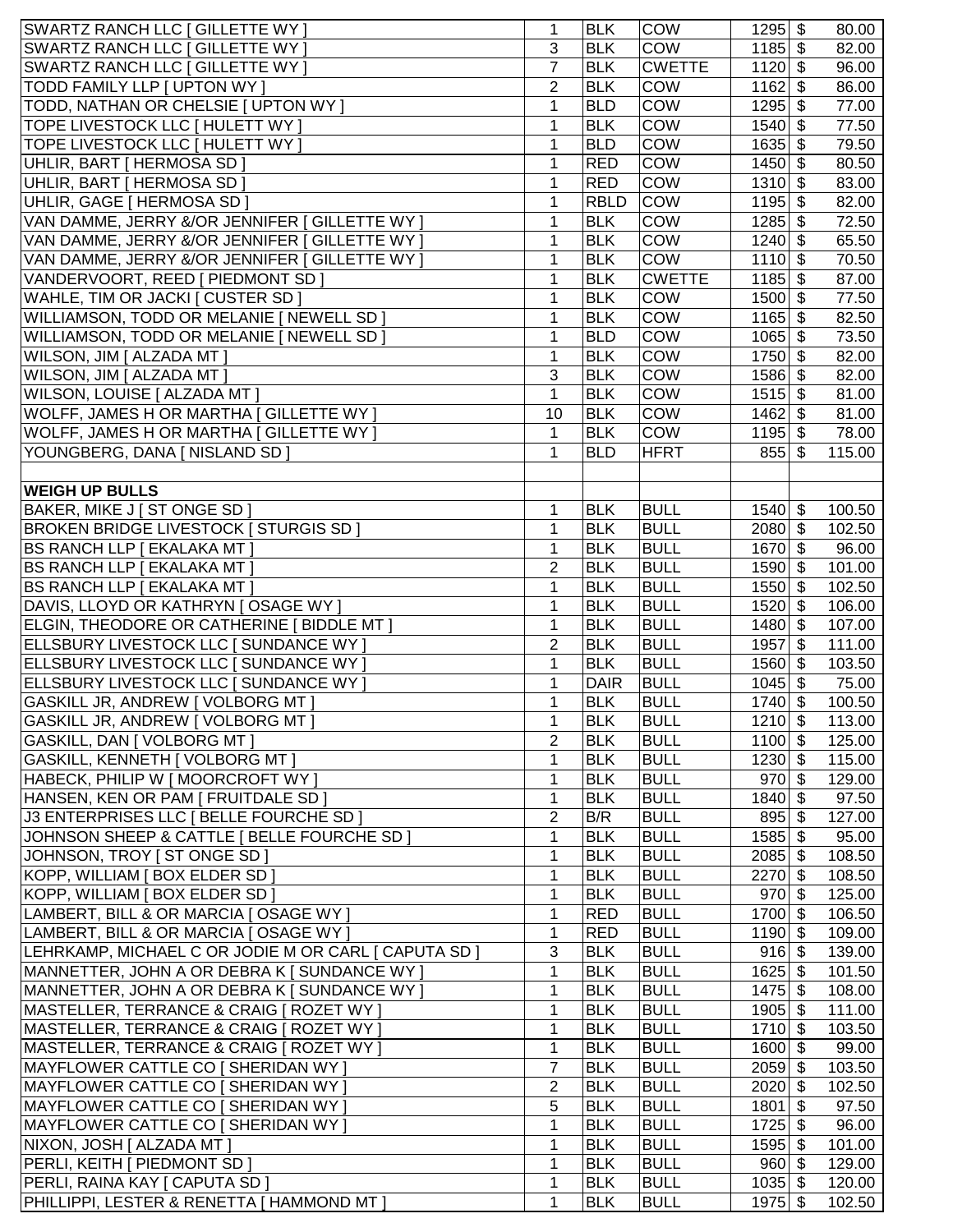| | | | | | |
|---|---|---|---|---|---|
| SWARTZ RANCH LLC [ GILLETTE WY ] | 1 | BLK | COW | 1295 | $ 80.00 |
| SWARTZ RANCH LLC [ GILLETTE WY ] | 3 | BLK | COW | 1185 | $ 82.00 |
| SWARTZ RANCH LLC [ GILLETTE WY ] | 7 | BLK | CWETTE | 1120 | $ 96.00 |
| TODD FAMILY LLP [ UPTON WY ] | 2 | BLK | COW | 1162 | $ 86.00 |
| TODD, NATHAN OR CHELSIE [ UPTON WY ] | 1 | BLD | COW | 1295 | $ 77.00 |
| TOPE LIVESTOCK LLC [ HULETT WY ] | 1 | BLK | COW | 1540 | $ 77.50 |
| TOPE LIVESTOCK LLC [ HULETT WY ] | 1 | BLD | COW | 1635 | $ 79.50 |
| UHLIR, BART [ HERMOSA SD ] | 1 | RED | COW | 1450 | $ 80.50 |
| UHLIR, BART [ HERMOSA SD ] | 1 | RED | COW | 1310 | $ 83.00 |
| UHLIR, GAGE [ HERMOSA SD ] | 1 | RBLD | COW | 1195 | $ 82.00 |
| VAN DAMME, JERRY &/OR JENNIFER [ GILLETTE WY ] | 1 | BLK | COW | 1285 | $ 72.50 |
| VAN DAMME, JERRY &/OR JENNIFER [ GILLETTE WY ] | 1 | BLK | COW | 1240 | $ 65.50 |
| VAN DAMME, JERRY &/OR JENNIFER [ GILLETTE WY ] | 1 | BLK | COW | 1110 | $ 70.50 |
| VANDERVOORT, REED [ PIEDMONT SD ] | 1 | BLK | CWETTE | 1185 | $ 87.00 |
| WAHLE, TIM OR JACKI [ CUSTER SD ] | 1 | BLK | COW | 1500 | $ 77.50 |
| WILLIAMSON, TODD OR MELANIE [ NEWELL SD ] | 1 | BLK | COW | 1165 | $ 82.50 |
| WILLIAMSON, TODD OR MELANIE [ NEWELL SD ] | 1 | BLD | COW | 1065 | $ 73.50 |
| WILSON, JIM [ ALZADA MT ] | 1 | BLK | COW | 1750 | $ 82.00 |
| WILSON, JIM [ ALZADA MT ] | 3 | BLK | COW | 1586 | $ 82.00 |
| WILSON, LOUISE [ ALZADA MT ] | 1 | BLK | COW | 1515 | $ 81.00 |
| WOLFF, JAMES H OR MARTHA [ GILLETTE WY ] | 10 | BLK | COW | 1462 | $ 81.00 |
| WOLFF, JAMES H OR MARTHA [ GILLETTE WY ] | 1 | BLK | COW | 1195 | $ 78.00 |
| YOUNGBERG, DANA [ NISLAND SD ] | 1 | BLD | HFRT | 855 | $ 115.00 |
| | | | | | |
| **WEIGH UP BULLS** | | | | | |
| BAKER, MIKE J [ ST ONGE SD ] | 1 | BLK | BULL | 1540 | $ 100.50 |
| BROKEN BRIDGE LIVESTOCK [ STURGIS SD ] | 1 | BLK | BULL | 2080 | $ 102.50 |
| BS RANCH LLP [ EKALAKA MT ] | 1 | BLK | BULL | 1670 | $ 96.00 |
| BS RANCH LLP [ EKALAKA MT ] | 2 | BLK | BULL | 1590 | $ 101.00 |
| BS RANCH LLP [ EKALAKA MT ] | 1 | BLK | BULL | 1550 | $ 102.50 |
| DAVIS, LLOYD OR KATHRYN [ OSAGE WY ] | 1 | BLK | BULL | 1520 | $ 106.00 |
| ELGIN, THEODORE OR CATHERINE [ BIDDLE MT ] | 1 | BLK | BULL | 1480 | $ 107.00 |
| ELLSBURY LIVESTOCK LLC [ SUNDANCE WY ] | 2 | BLK | BULL | 1957 | $ 111.00 |
| ELLSBURY LIVESTOCK LLC [ SUNDANCE WY ] | 1 | BLK | BULL | 1560 | $ 103.50 |
| ELLSBURY LIVESTOCK LLC [ SUNDANCE WY ] | 1 | DAIR | BULL | 1045 | $ 75.00 |
| GASKILL JR, ANDREW [ VOLBORG MT ] | 1 | BLK | BULL | 1740 | $ 100.50 |
| GASKILL JR, ANDREW [ VOLBORG MT ] | 1 | BLK | BULL | 1210 | $ 113.00 |
| GASKILL, DAN [ VOLBORG MT ] | 2 | BLK | BULL | 1100 | $ 125.00 |
| GASKILL, KENNETH [ VOLBORG MT ] | 1 | BLK | BULL | 1230 | $ 115.00 |
| HABECK, PHILIP W [ MOORCROFT WY ] | 1 | BLK | BULL | 970 | $ 129.00 |
| HANSEN, KEN OR PAM [ FRUITDALE SD ] | 1 | BLK | BULL | 1840 | $ 97.50 |
| J3 ENTERPRISES LLC [ BELLE FOURCHE SD ] | 2 | B/R | BULL | 895 | $ 127.00 |
| JOHNSON SHEEP & CATTLE [ BELLE FOURCHE SD ] | 1 | BLK | BULL | 1585 | $ 95.00 |
| JOHNSON, TROY [ ST ONGE SD ] | 1 | BLK | BULL | 2085 | $ 108.50 |
| KOPP, WILLIAM [ BOX ELDER SD ] | 1 | BLK | BULL | 2270 | $ 108.50 |
| KOPP, WILLIAM [ BOX ELDER SD ] | 1 | BLK | BULL | 970 | $ 125.00 |
| LAMBERT, BILL & OR MARCIA [ OSAGE WY ] | 1 | RED | BULL | 1700 | $ 106.50 |
| LAMBERT, BILL & OR MARCIA [ OSAGE WY ] | 1 | RED | BULL | 1190 | $ 109.00 |
| LEHRKAMP, MICHAEL C OR JODIE M OR CARL [ CAPUTA SD ] | 3 | BLK | BULL | 916 | $ 139.00 |
| MANNETTER, JOHN A OR DEBRA K [ SUNDANCE WY ] | 1 | BLK | BULL | 1625 | $ 101.50 |
| MANNETTER, JOHN A OR DEBRA K [ SUNDANCE WY ] | 1 | BLK | BULL | 1475 | $ 108.00 |
| MASTELLER, TERRANCE & CRAIG [ ROZET WY ] | 1 | BLK | BULL | 1905 | $ 111.00 |
| MASTELLER, TERRANCE & CRAIG [ ROZET WY ] | 1 | BLK | BULL | 1710 | $ 103.50 |
| MASTELLER, TERRANCE & CRAIG [ ROZET WY ] | 1 | BLK | BULL | 1600 | $ 99.00 |
| MAYFLOWER CATTLE CO [ SHERIDAN WY ] | 7 | BLK | BULL | 2059 | $ 103.50 |
| MAYFLOWER CATTLE CO [ SHERIDAN WY ] | 2 | BLK | BULL | 2020 | $ 102.50 |
| MAYFLOWER CATTLE CO [ SHERIDAN WY ] | 5 | BLK | BULL | 1801 | $ 97.50 |
| MAYFLOWER CATTLE CO [ SHERIDAN WY ] | 1 | BLK | BULL | 1725 | $ 96.00 |
| NIXON, JOSH [ ALZADA MT ] | 1 | BLK | BULL | 1595 | $ 101.00 |
| PERLI, KEITH [ PIEDMONT SD ] | 1 | BLK | BULL | 960 | $ 129.00 |
| PERLI, RAINA KAY [ CAPUTA SD ] | 1 | BLK | BULL | 1035 | $ 120.00 |
| PHILLIPPI, LESTER & RENETTA [ HAMMOND MT ] | 1 | BLK | BULL | 1975 | $ 102.50 |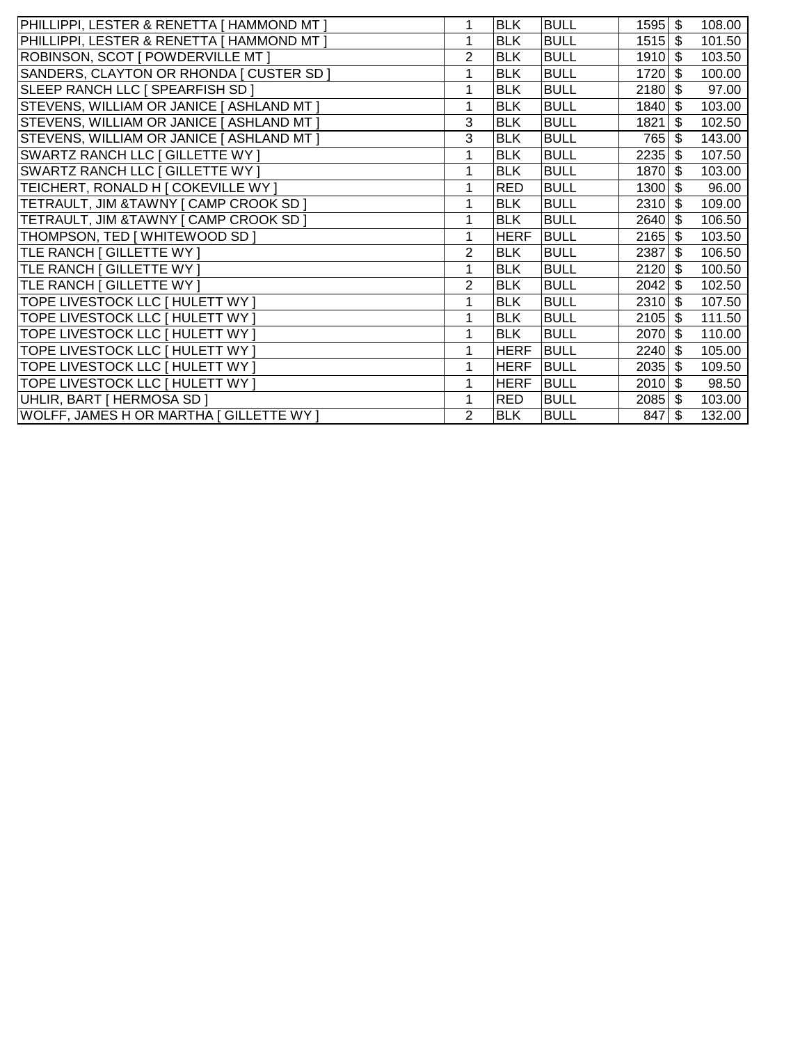| | | | | | |
|---|---|---|---|---|---|
| PHILLIPPI, LESTER & RENETTA [ HAMMOND MT ] | 1 | BLK | BULL | 1595 | $ 108.00 |
| PHILLIPPI, LESTER & RENETTA [ HAMMOND MT ] | 1 | BLK | BULL | 1515 | $ 101.50 |
| ROBINSON, SCOT [ POWDERVILLE MT ] | 2 | BLK | BULL | 1910 | $ 103.50 |
| SANDERS, CLAYTON OR RHONDA [ CUSTER SD ] | 1 | BLK | BULL | 1720 | $ 100.00 |
| SLEEP RANCH LLC [ SPEARFISH SD ] | 1 | BLK | BULL | 2180 | $ 97.00 |
| STEVENS, WILLIAM OR JANICE [ ASHLAND MT ] | 1 | BLK | BULL | 1840 | $ 103.00 |
| STEVENS, WILLIAM OR JANICE [ ASHLAND MT ] | 3 | BLK | BULL | 1821 | $ 102.50 |
| STEVENS, WILLIAM OR JANICE [ ASHLAND MT ] | 3 | BLK | BULL | 765 | $ 143.00 |
| SWARTZ RANCH LLC [ GILLETTE WY ] | 1 | BLK | BULL | 2235 | $ 107.50 |
| SWARTZ RANCH LLC [ GILLETTE WY ] | 1 | BLK | BULL | 1870 | $ 103.00 |
| TEICHERT, RONALD H [ COKEVILLE WY ] | 1 | RED | BULL | 1300 | $ 96.00 |
| TETRAULT, JIM &TAWNY [ CAMP CROOK SD ] | 1 | BLK | BULL | 2310 | $ 109.00 |
| TETRAULT, JIM &TAWNY [ CAMP CROOK SD ] | 1 | BLK | BULL | 2640 | $ 106.50 |
| THOMPSON, TED [ WHITEWOOD SD ] | 1 | HERF | BULL | 2165 | $ 103.50 |
| TLE RANCH [ GILLETTE WY ] | 2 | BLK | BULL | 2387 | $ 106.50 |
| TLE RANCH [ GILLETTE WY ] | 1 | BLK | BULL | 2120 | $ 100.50 |
| TLE RANCH [ GILLETTE WY ] | 2 | BLK | BULL | 2042 | $ 102.50 |
| TOPE LIVESTOCK LLC [ HULETT WY ] | 1 | BLK | BULL | 2310 | $ 107.50 |
| TOPE LIVESTOCK LLC [ HULETT WY ] | 1 | BLK | BULL | 2105 | $ 111.50 |
| TOPE LIVESTOCK LLC [ HULETT WY ] | 1 | BLK | BULL | 2070 | $ 110.00 |
| TOPE LIVESTOCK LLC [ HULETT WY ] | 1 | HERF | BULL | 2240 | $ 105.00 |
| TOPE LIVESTOCK LLC [ HULETT WY ] | 1 | HERF | BULL | 2035 | $ 109.50 |
| TOPE LIVESTOCK LLC [ HULETT WY ] | 1 | HERF | BULL | 2010 | $ 98.50 |
| UHLIR, BART [ HERMOSA SD ] | 1 | RED | BULL | 2085 | $ 103.00 |
| WOLFF, JAMES H OR MARTHA [ GILLETTE WY ] | 2 | BLK | BULL | 847 | $ 132.00 |